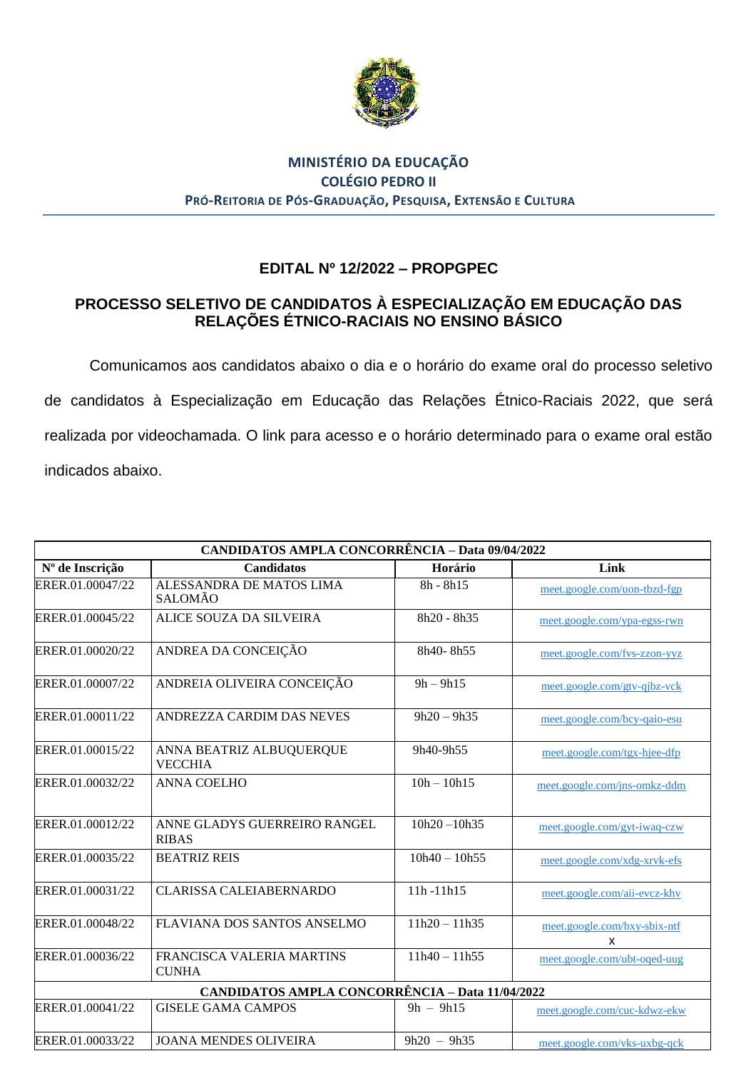**MINISTÉRIO DA EDUCAÇÃO**
**COLÉGIO PEDRO II**
**PRÓ-REITORIA DE PÓS-GRADUAÇÃO, PESQUISA, EXTENSÃO E CULTURA**

## EDITAL Nº 12/2022 – PROPGPEC

## PROCESSO SELETIVO DE CANDIDATOS À ESPECIALIZAÇÃO EM EDUCAÇÃO DAS RELAÇÕES ÉTNICO-RACIAIS NO ENSINO BÁSICO

Comunicamos aos candidatos abaixo o dia e o horário do exame oral do processo seletivo de candidatos à Especialização em Educação das Relações Étnico-Raciais 2022, que será realizada por videochamada. O link para acesso e o horário determinado para o exame oral estão indicados abaixo.

| **CANDIDATOS AMPLA CONCORRÊNCIA – Data 09/04/2022** | | | |
|---|---|---|---|
| **Nº de Inscrição** | **Candidatos** | **Horário** | **Link** |
| ERER.01.00047/22 | ALESSANDRA DE MATOS LIMA SALOMÃO | 8h - 8h15 | meet.google.com/uon-tbzd-fgp |
| ERER.01.00045/22 | ALICE SOUZA DA SILVEIRA | 8h20 - 8h35 | meet.google.com/ypa-egss-rwn |
| ERER.01.00020/22 | ANDREA DA CONCEIÇÃO | 8h40- 8h55 | meet.google.com/fvs-zzon-yyz |
| ERER.01.00007/22 | ANDREIA OLIVEIRA CONCEIÇÃO | 9h – 9h15 | meet.google.com/gtv-qjbz-vck |
| ERER.01.00011/22 | ANDREZZA CARDIM DAS NEVES | 9h20 – 9h35 | meet.google.com/bcy-qaio-esu |
| ERER.01.00015/22 | ANNA BEATRIZ ALBUQUERQUE VECCHIA | 9h40-9h55 | meet.google.com/tgx-hjee-dfp |
| ERER.01.00032/22 | ANNA COELHO | 10h – 10h15 | meet.google.com/jns-omkz-ddm |
| ERER.01.00012/22 | ANNE GLADYS GUERREIRO RANGEL RIBAS | 10h20 –10h35 | meet.google.com/gyt-iwaq-czw |
| ERER.01.00035/22 | BEATRIZ REIS | 10h40 – 10h55 | meet.google.com/xdg-xrvk-efs |
| ERER.01.00031/22 | CLARISSA CALEIABERNARDO | 11h -11h15 | meet.google.com/aii-evcz-khv |
| ERER.01.00048/22 | FLAVIANA DOS SANTOS ANSELMO | 11h20 – 11h35 | meet.google.com/bxy-sbix-ntf x |
| ERER.01.00036/22 | FRANCISCA VALERIA MARTINS CUNHA | 11h40 – 11h55 | meet.google.com/ubt-oqed-uug |
| **CANDIDATOS AMPLA CONCORRÊNCIA – Data 11/04/2022** | | | |
| ERER.01.00041/22 | GISELE GAMA CAMPOS | 9h – 9h15 | meet.google.com/cuc-kdwz-ekw |
| ERER.01.00033/22 | JOANA MENDES OLIVEIRA | 9h20 – 9h35 | meet.google.com/vks-uxbg-qck |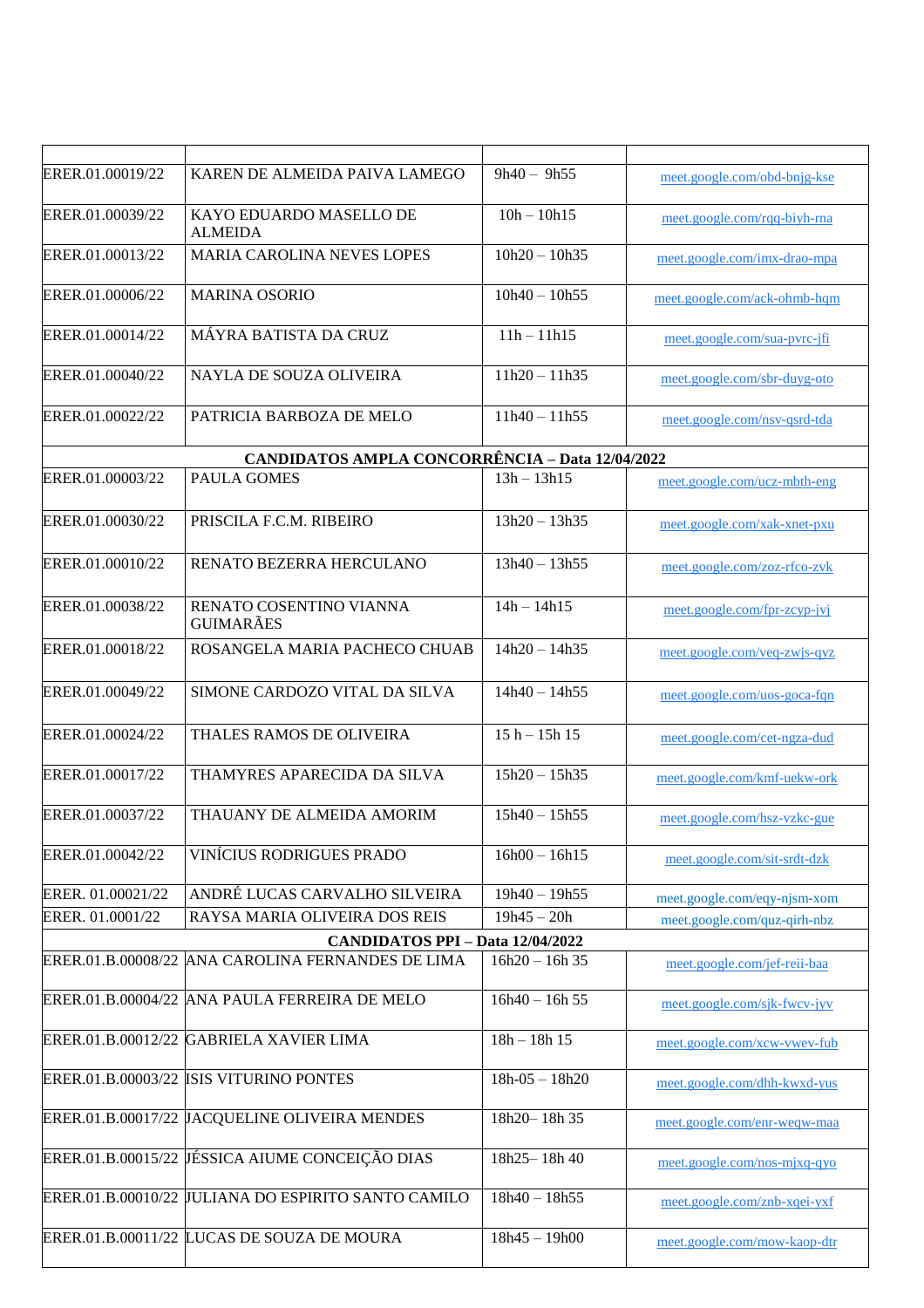| | | | |
|---|---|---|---|
| ERER.01.00019/22 | KAREN DE ALMEIDA PAIVA LAMEGO | 9h40 – 9h55 | meet.google.com/obd-bnjg-kse |
| ERER.01.00039/22 | KAYO EDUARDO MASELLO DE ALMEIDA | 10h – 10h15 | meet.google.com/rqq-biyh-rna |
| ERER.01.00013/22 | MARIA CAROLINA NEVES LOPES | 10h20 – 10h35 | meet.google.com/imx-drao-mpa |
| ERER.01.00006/22 | MARINA OSORIO | 10h40 – 10h55 | meet.google.com/ack-ohmb-hqm |
| ERER.01.00014/22 | MÁYRA BATISTA DA CRUZ | 11h – 11h15 | meet.google.com/sua-pvrc-jfi |
| ERER.01.00040/22 | NAYLA DE SOUZA OLIVEIRA | 11h20 – 11h35 | meet.google.com/sbr-duyg-oto |
| ERER.01.00022/22 | PATRICIA BARBOZA DE MELO | 11h40 – 11h55 | meet.google.com/nsv-qsrd-tda |
| **CANDIDATOS AMPLA CONCORRÊNCIA – Data 12/04/2022** | | | |
| ERER.01.00003/22 | PAULA GOMES | 13h – 13h15 | meet.google.com/ucz-mbth-eng |
| ERER.01.00030/22 | PRISCILA F.C.M. RIBEIRO | 13h20 – 13h35 | meet.google.com/xak-xnet-pxu |
| ERER.01.00010/22 | RENATO BEZERRA HERCULANO | 13h40 – 13h55 | meet.google.com/zoz-rfco-zvk |
| ERER.01.00038/22 | RENATO COSENTINO VIANNA GUIMARÃES | 14h – 14h15 | meet.google.com/fpr-zcyp-jvj |
| ERER.01.00018/22 | ROSANGELA MARIA PACHECO CHUAB | 14h20 – 14h35 | meet.google.com/veq-zwjs-qyz |
| ERER.01.00049/22 | SIMONE CARDOZO VITAL DA SILVA | 14h40 – 14h55 | meet.google.com/uos-goca-fqn |
| ERER.01.00024/22 | THALES RAMOS DE OLIVEIRA | 15 h – 15h 15 | meet.google.com/cet-ngza-dud |
| ERER.01.00017/22 | THAMYRES APARECIDA DA SILVA | 15h20 – 15h35 | meet.google.com/kmf-uekw-ork |
| ERER.01.00037/22 | THAUANY DE ALMEIDA AMORIM | 15h40 – 15h55 | meet.google.com/hsz-vzkc-gue |
| ERER.01.00042/22 | VINÍCIUS RODRIGUES PRADO | 16h00 – 16h15 | meet.google.com/sit-srdt-dzk |
| ERER. 01.00021/22 | ANDRÉ LUCAS CARVALHO SILVEIRA | 19h40 – 19h55 | meet.google.com/eqy-njsm-xom |
| ERER. 01.0001/22 | RAYSA MARIA OLIVEIRA DOS REIS | 19h45 – 20h | meet.google.com/quz-qirh-nbz |
| **CANDIDATOS PPI – Data 12/04/2022** | | | |
| ERER.01.B.00008/22 | ANA CAROLINA FERNANDES DE LIMA | 16h20 – 16h 35 | meet.google.com/jef-reii-baa |
| ERER.01.B.00004/22 | ANA PAULA FERREIRA DE MELO | 16h40 – 16h 55 | meet.google.com/sjk-fwcv-jyv |
| ERER.01.B.00012/22 | GABRIELA XAVIER LIMA | 18h – 18h 15 | meet.google.com/xcw-vwev-fub |
| ERER.01.B.00003/22 | ISIS VITURINO PONTES | 18h-05 – 18h20 | meet.google.com/dhh-kwxd-yus |
| ERER.01.B.00017/22 | JACQUELINE OLIVEIRA MENDES | 18h20– 18h 35 | meet.google.com/enr-weqw-maa |
| ERER.01.B.00015/22 | JÉSSICA AIUME CONCEIÇÃO DIAS | 18h25– 18h 40 | meet.google.com/nos-mjxq-qyo |
| ERER.01.B.00010/22 | JULIANA DO ESPIRITO SANTO CAMILO | 18h40 – 18h55 | meet.google.com/znb-xqei-yxf |
| ERER.01.B.00011/22 | LUCAS DE SOUZA DE MOURA | 18h45 – 19h00 | meet.google.com/mow-kaop-dtr |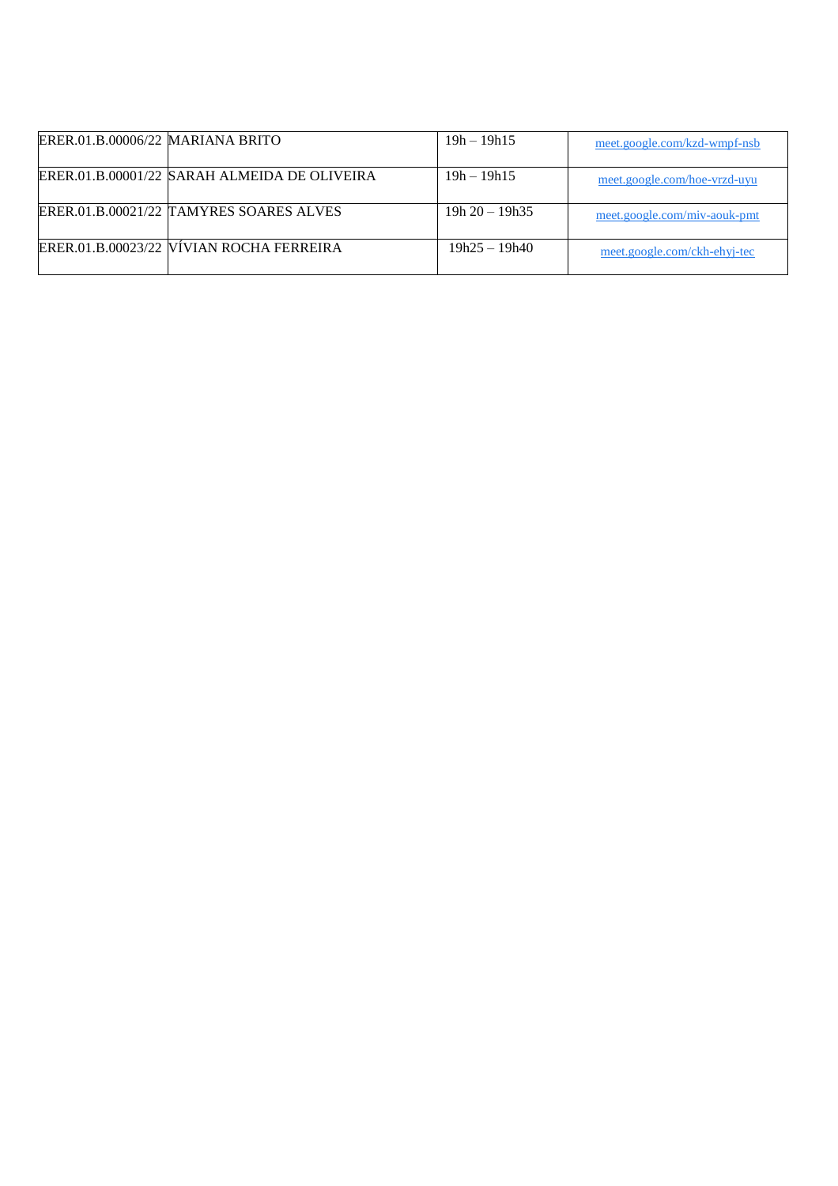| | | | |
|---|---|---|---|
| ERER.01.B.00006/22 | MARIANA BRITO | 19h – 19h15 | meet.google.com/kzd-wmpf-nsb |
| ERER.01.B.00001/22 | SARAH ALMEIDA DE OLIVEIRA | 19h – 19h15 | meet.google.com/hoe-vrzd-uyu |
| ERER.01.B.00021/22 | TAMYRES SOARES ALVES | 19h 20 – 19h35 | meet.google.com/miv-aouk-pmt |
| ERER.01.B.00023/22 | VÍVIAN ROCHA FERREIRA | 19h25 – 19h40 | meet.google.com/ckh-ehyj-tec |